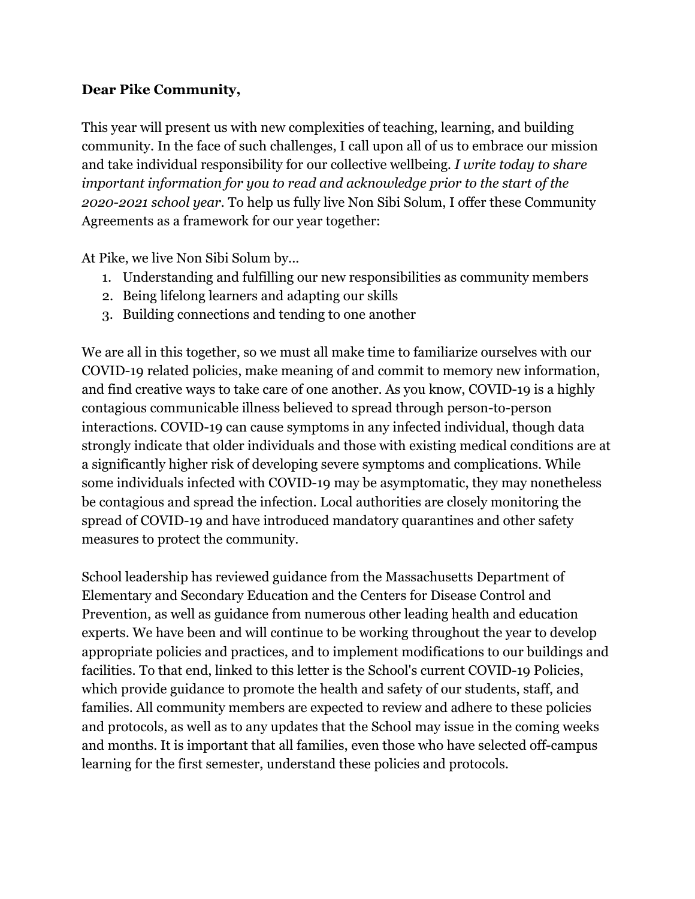**Dear Pike Community,**

This year will present us with new complexities of teaching, learning, and building community. In the face of such challenges, I call upon all of us to embrace our mission and take individual responsibility for our collective wellbeing. *I write today to share important information for you to read and acknowledge prior to the start of the 2020-2021 school year.* To help us fully live Non Sibi Solum, I offer these Community Agreements as a framework for our year together:

At Pike, we live Non Sibi Solum by...

1. Understanding and fulfilling our new responsibilities as community members
2. Being lifelong learners and adapting our skills
3. Building connections and tending to one another

We are all in this together, so we must all make time to familiarize ourselves with our COVID-19 related policies, make meaning of and commit to memory new information, and find creative ways to take care of one another. As you know, COVID-19 is a highly contagious communicable illness believed to spread through person-to-person interactions. COVID-19 can cause symptoms in any infected individual, though data strongly indicate that older individuals and those with existing medical conditions are at a significantly higher risk of developing severe symptoms and complications. While some individuals infected with COVID-19 may be asymptomatic, they may nonetheless be contagious and spread the infection. Local authorities are closely monitoring the spread of COVID-19 and have introduced mandatory quarantines and other safety measures to protect the community.

School leadership has reviewed guidance from the Massachusetts Department of Elementary and Secondary Education and the Centers for Disease Control and Prevention, as well as guidance from numerous other leading health and education experts. We have been and will continue to be working throughout the year to develop appropriate policies and practices, and to implement modifications to our buildings and facilities. To that end, linked to this letter is the School's current COVID-19 Policies, which provide guidance to promote the health and safety of our students, staff, and families. All community members are expected to review and adhere to these policies and protocols, as well as to any updates that the School may issue in the coming weeks and months. It is important that all families, even those who have selected off-campus learning for the first semester, understand these policies and protocols.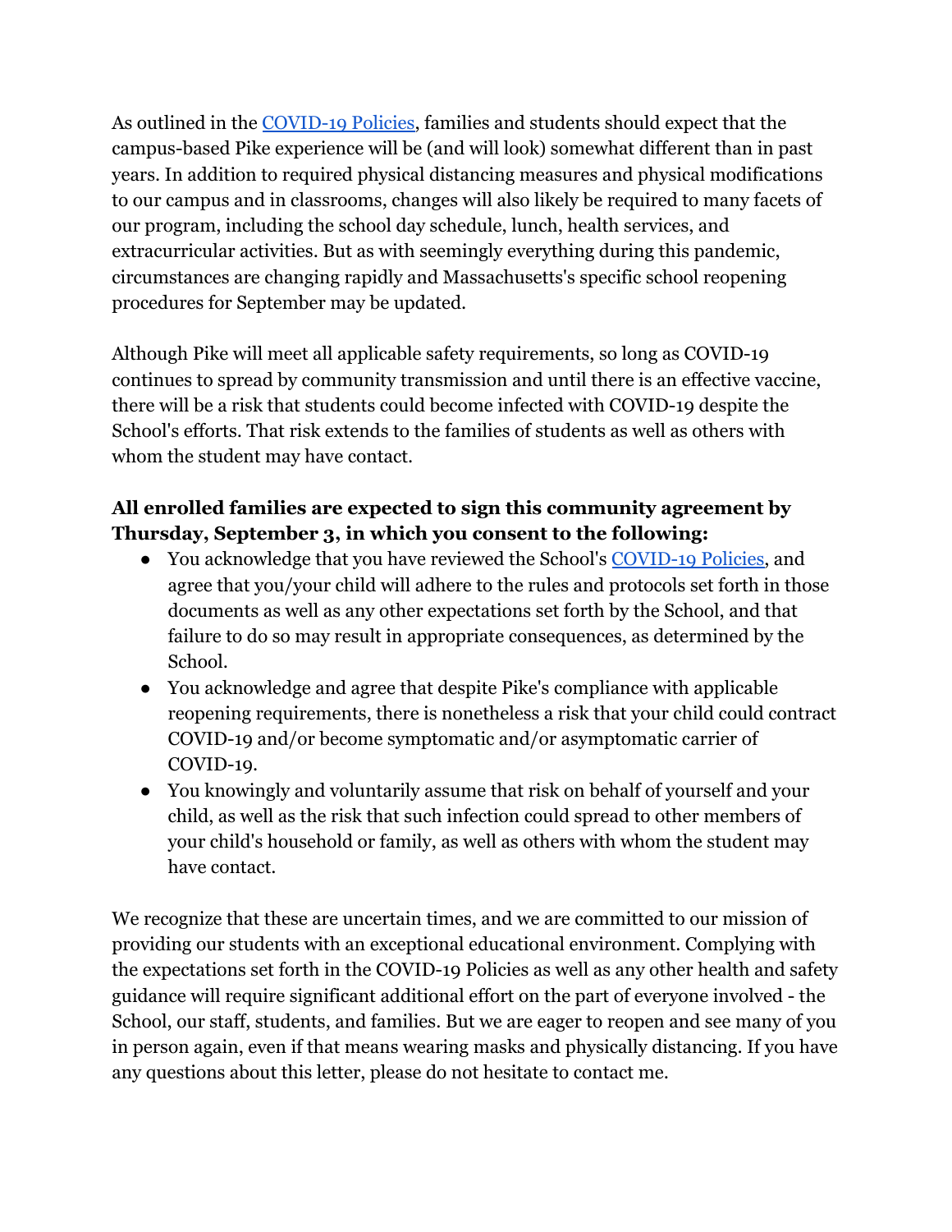As outlined in the COVID-19 Policies, families and students should expect that the campus-based Pike experience will be (and will look) somewhat different than in past years. In addition to required physical distancing measures and physical modifications to our campus and in classrooms, changes will also likely be required to many facets of our program, including the school day schedule, lunch, health services, and extracurricular activities. But as with seemingly everything during this pandemic, circumstances are changing rapidly and Massachusetts's specific school reopening procedures for September may be updated.

Although Pike will meet all applicable safety requirements, so long as COVID-19 continues to spread by community transmission and until there is an effective vaccine, there will be a risk that students could become infected with COVID-19 despite the School's efforts. That risk extends to the families of students as well as others with whom the student may have contact.

**All enrolled families are expected to sign this community agreement by Thursday, September 3, in which you consent to the following:**

- You acknowledge that you have reviewed the School's COVID-19 Policies, and agree that you/your child will adhere to the rules and protocols set forth in those documents as well as any other expectations set forth by the School, and that failure to do so may result in appropriate consequences, as determined by the School.
- You acknowledge and agree that despite Pike's compliance with applicable reopening requirements, there is nonetheless a risk that your child could contract COVID-19 and/or become symptomatic and/or asymptomatic carrier of COVID-19.
- You knowingly and voluntarily assume that risk on behalf of yourself and your child, as well as the risk that such infection could spread to other members of your child's household or family, as well as others with whom the student may have contact.

We recognize that these are uncertain times, and we are committed to our mission of providing our students with an exceptional educational environment. Complying with the expectations set forth in the COVID-19 Policies as well as any other health and safety guidance will require significant additional effort on the part of everyone involved - the School, our staff, students, and families. But we are eager to reopen and see many of you in person again, even if that means wearing masks and physically distancing. If you have any questions about this letter, please do not hesitate to contact me.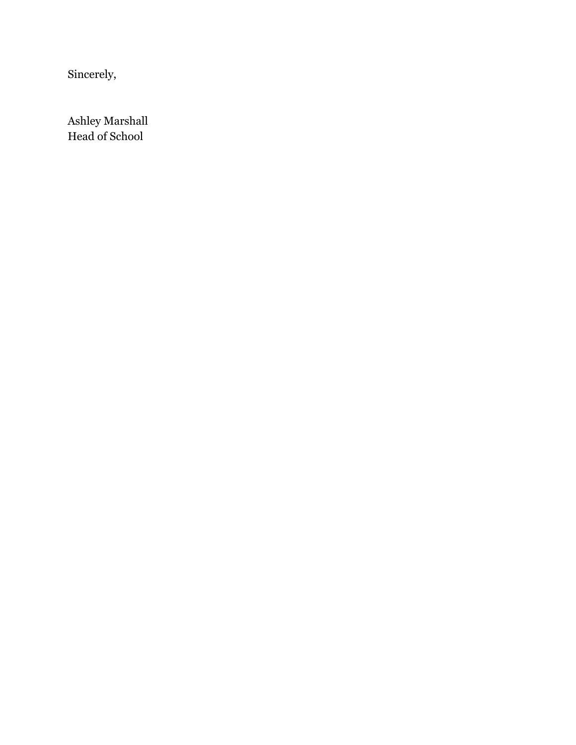Sincerely,

Ashley Marshall
Head of School